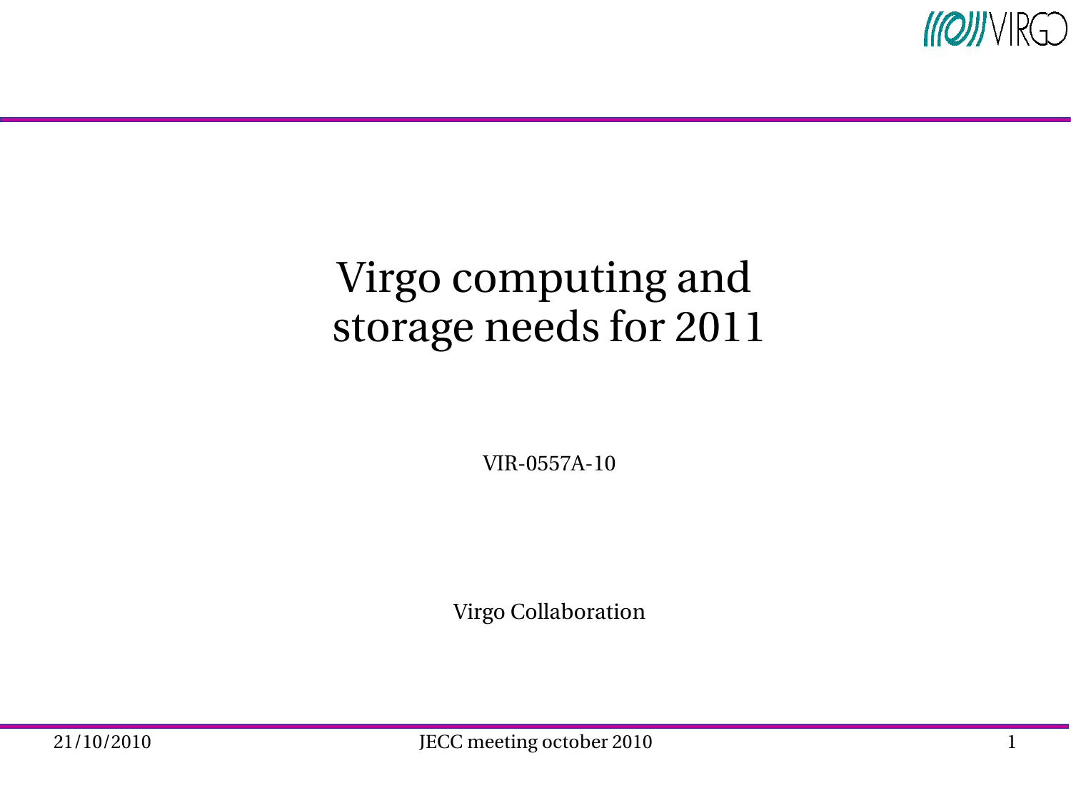# Virgo computing and storage needs for 2011

VIR-0557A-10

Virgo Collaboration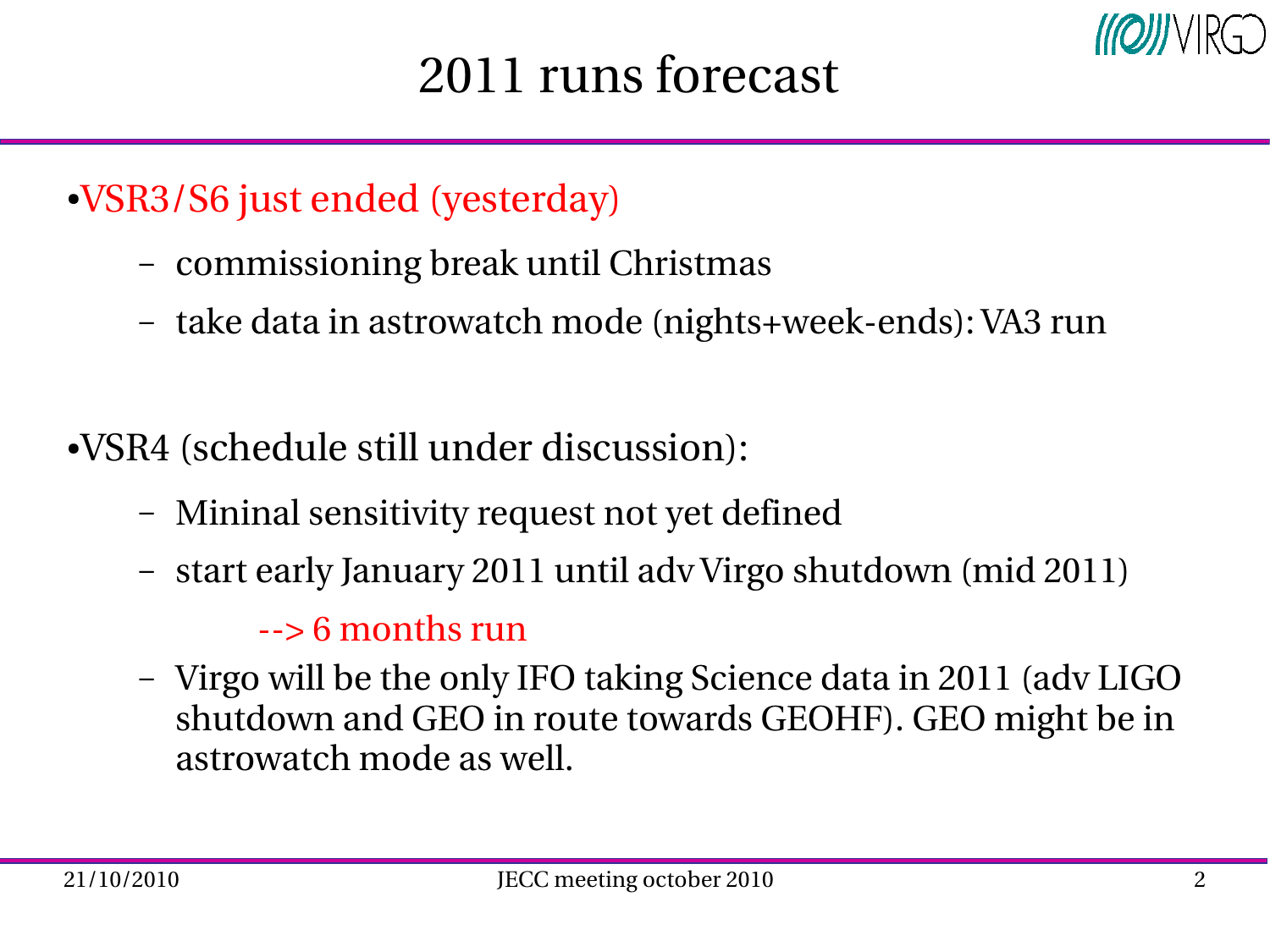# 2011 runs forecast

- VSR3/S6 just ended (yesterday)
  - commissioning break until Christmas
  - take data in astrowatch mode (nights+week-ends): VA3 run

- VSR4 (schedule still under discussion):
  - Mininal sensitivity request not yet defined
  - start early January 2011 until adv Virgo shutdown (mid 2011)

    --> 6 months run
  - Virgo will be the only IFO taking Science data in 2011 (adv LIGO shutdown and GEO in route towards GEOHF). GEO might be in astrowatch mode as well.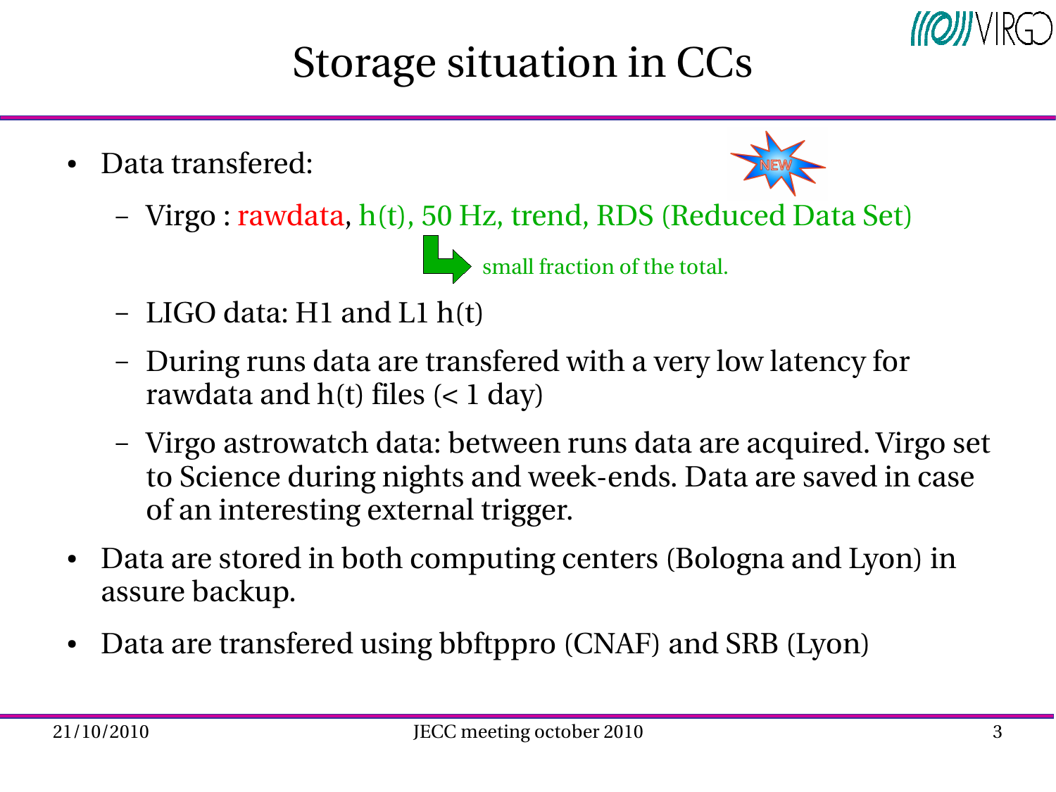# Storage situation in CCs

- Data transfered:
  - Virgo : rawdata, h(t), 50 Hz, trend, RDS (Reduced Data Set)

    small fraction of the total.
  - LIGO data: H1 and L1 h(t)
  - During runs data are transfered with a very low latency for rawdata and h(t) files (< 1 day)
  - Virgo astrowatch data: between runs data are acquired. Virgo set to Science during nights and week-ends. Data are saved in case of an interesting external trigger.
- Data are stored in both computing centers (Bologna and Lyon) in assure backup.
- Data are transfered using bbftppro (CNAF) and SRB (Lyon)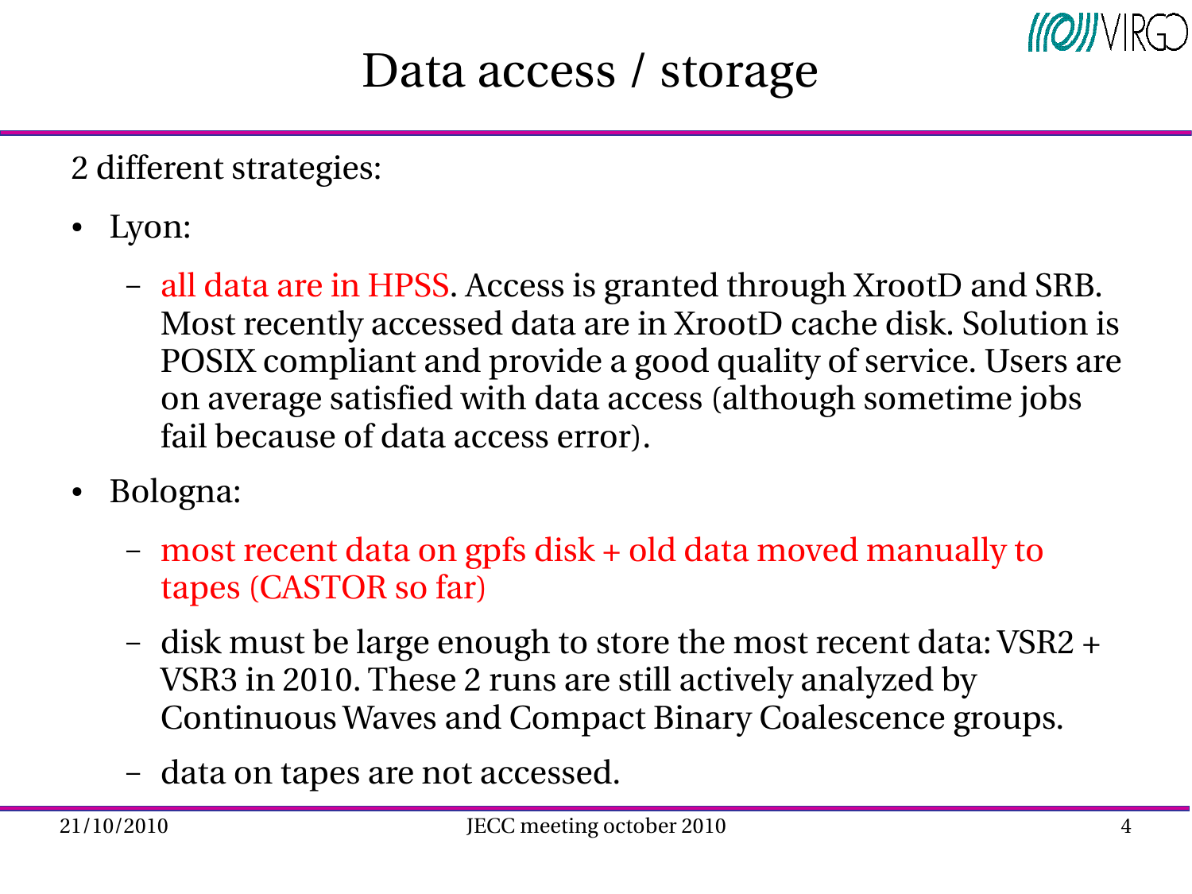# Data access / storage

2 different strategies:

- Lyon:
  - all data are in HPSS. Access is granted through XrootD and SRB. Most recently accessed data are in XrootD cache disk. Solution is POSIX compliant and provide a good quality of service. Users are on average satisfied with data access (although sometime jobs fail because of data access error).
- Bologna:
  - most recent data on gpfs disk + old data moved manually to tapes (CASTOR so far)
  - disk must be large enough to store the most recent data: VSR2 + VSR3 in 2010. These 2 runs are still actively analyzed by Continuous Waves and Compact Binary Coalescence groups.
  - data on tapes are not accessed.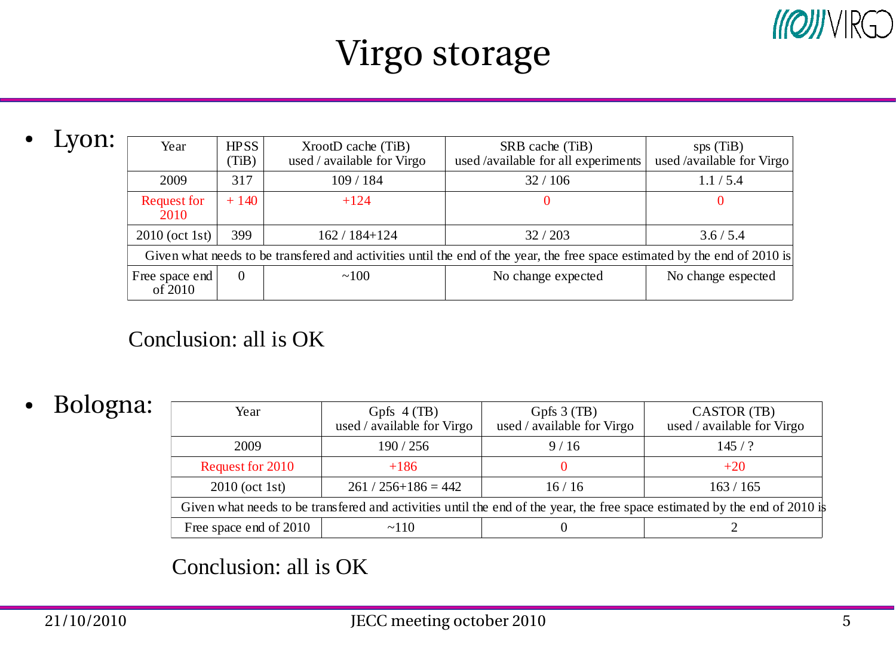# Virgo storage

- Lyon:

| Year | HPSS (TiB) | XrootD cache (TiB) used / available for Virgo | SRB cache (TiB) used /available for all experiments | sps (TiB) used /available for Virgo |
|---|---|---|---|---|
| 2009 | 317 | 109 / 184 | 32 / 106 | 1.1 / 5.4 |
| Request for 2010 | + 140 | +124 | 0 | 0 |
| 2010 (oct 1st) | 399 | 162 / 184+124 | 32 / 203 | 3.6 / 5.4 |
| Given what needs to be transfered and activities until the end of the year, the free space estimated by the end of 2010 is | | | | |
| Free space end of 2010 | 0 | ~100 | No change expected | No change espected |

Conclusion: all is OK

- Bologna:

| Year | Gpfs 4 (TB) used / available for Virgo | Gpfs 3 (TB) used / available for Virgo | CASTOR (TB) used / available for Virgo |
|---|---|---|---|
| 2009 | 190 / 256 | 9 / 16 | 145 / ? |
| Request for 2010 | +186 | 0 | +20 |
| 2010 (oct 1st) | 261 / 256+186 = 442 | 16 / 16 | 163 / 165 |
| Given what needs to be transfered and activities until the end of the year, the free space estimated by the end of 2010 is | | | |
| Free space end of 2010 | ~110 | 0 | 2 |

Conclusion: all is OK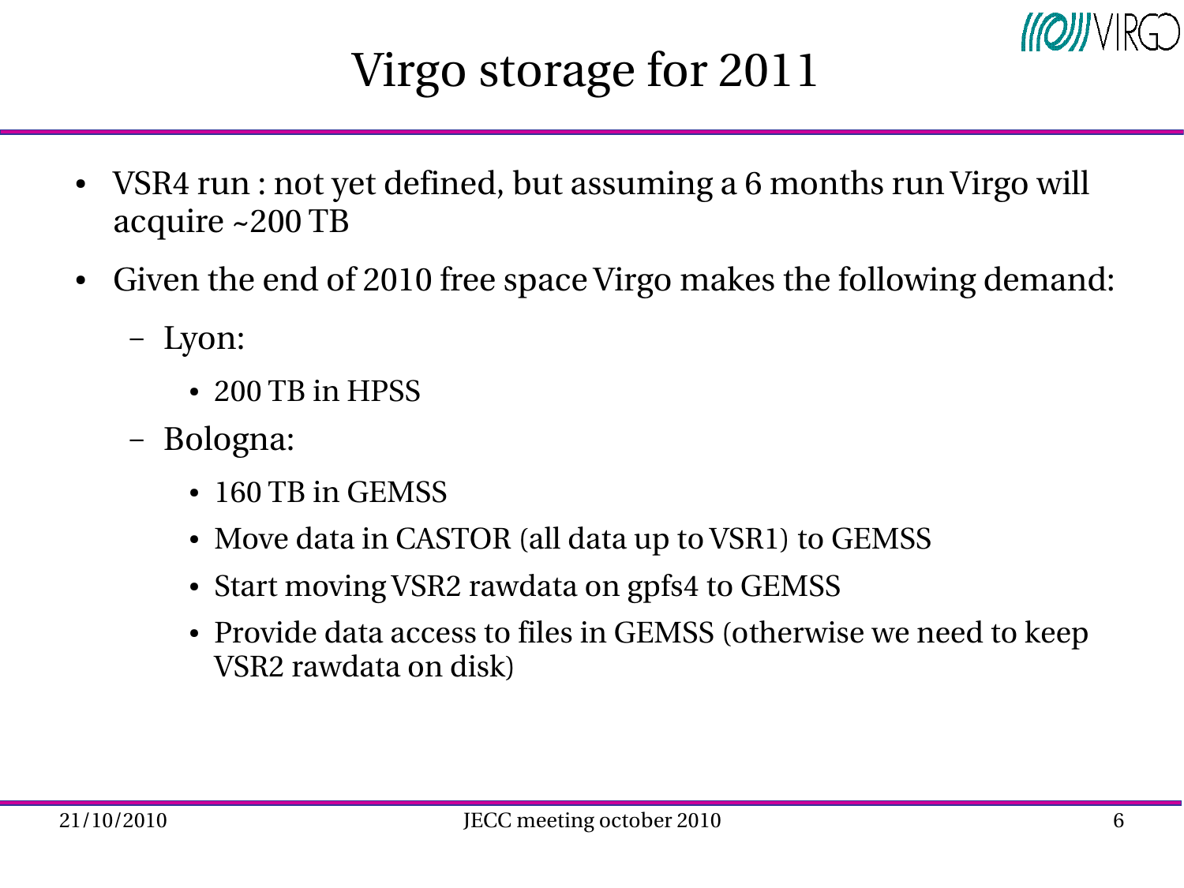# Virgo storage for 2011

- VSR4 run : not yet defined, but assuming a 6 months run Virgo will acquire ~200 TB
- Given the end of 2010 free space Virgo makes the following demand:
  - Lyon:
    - 200 TB in HPSS
  - Bologna:
    - 160 TB in GEMSS
    - Move data in CASTOR (all data up to VSR1) to GEMSS
    - Start moving VSR2 rawdata on gpfs4 to GEMSS
    - Provide data access to files in GEMSS (otherwise we need to keep VSR2 rawdata on disk)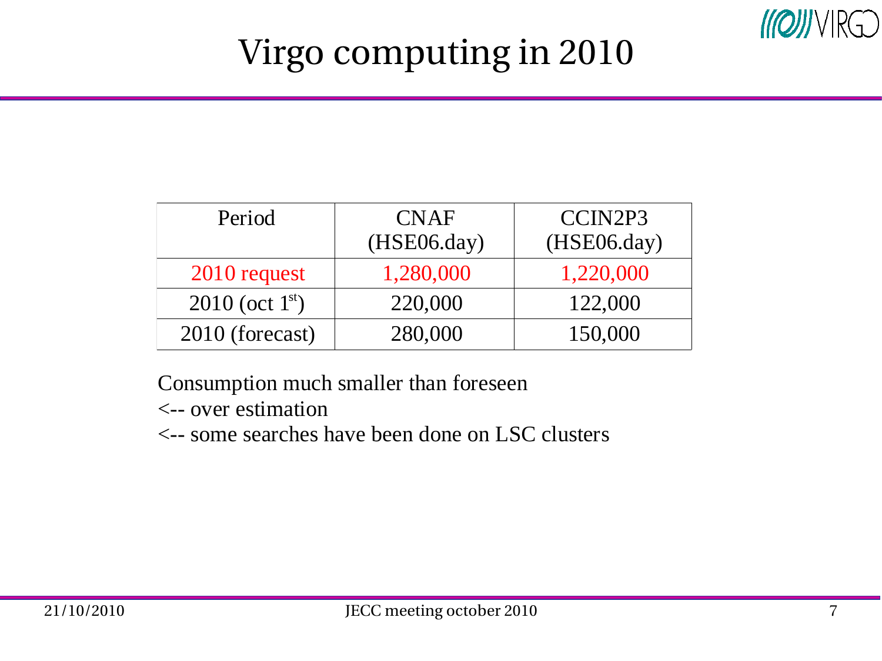# Virgo computing in 2010

| Period | CNAF (HSE06.day) | CCIN2P3 (HSE06.day) |
|---|---|---|
| 2010 request | 1,280,000 | 1,220,000 |
| 2010 (oct 1st) | 220,000 | 122,000 |
| 2010 (forecast) | 280,000 | 150,000 |

Consumption much smaller than foreseen

<-- over estimation

<-- some searches have been done on LSC clusters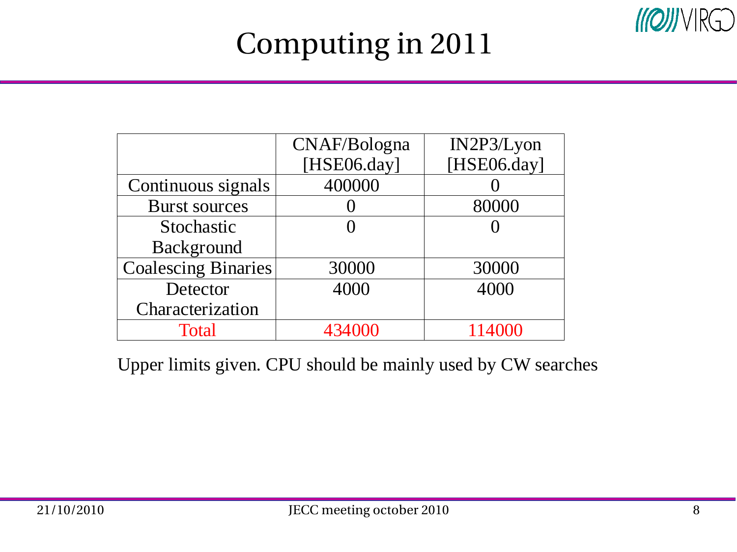# Computing in 2011

| | CNAF/Bologna [HSE06.day] | IN2P3/Lyon [HSE06.day] |
|---|---|---|
| Continuous signals | 400000 | 0 |
| Burst sources | 0 | 80000 |
| Stochastic Background | 0 | 0 |
| Coalescing Binaries | 30000 | 30000 |
| Detector Characterization | 4000 | 4000 |
| Total | 434000 | 114000 |

Upper limits given. CPU should be mainly used by CW searches